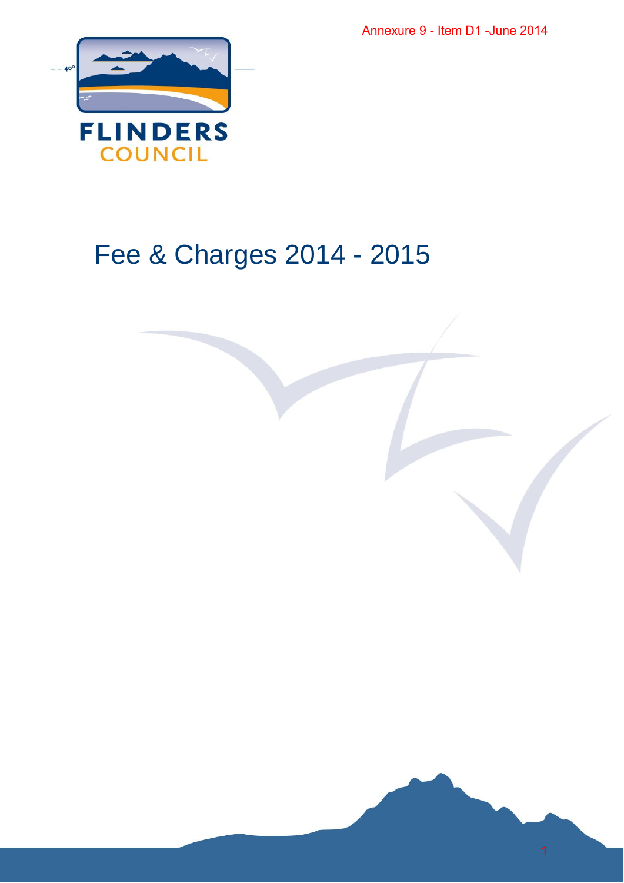Annexure 9 - Item D1 -June 2014

FLINDERS
COUNCIL

# Fee & Charges 2014 - 2015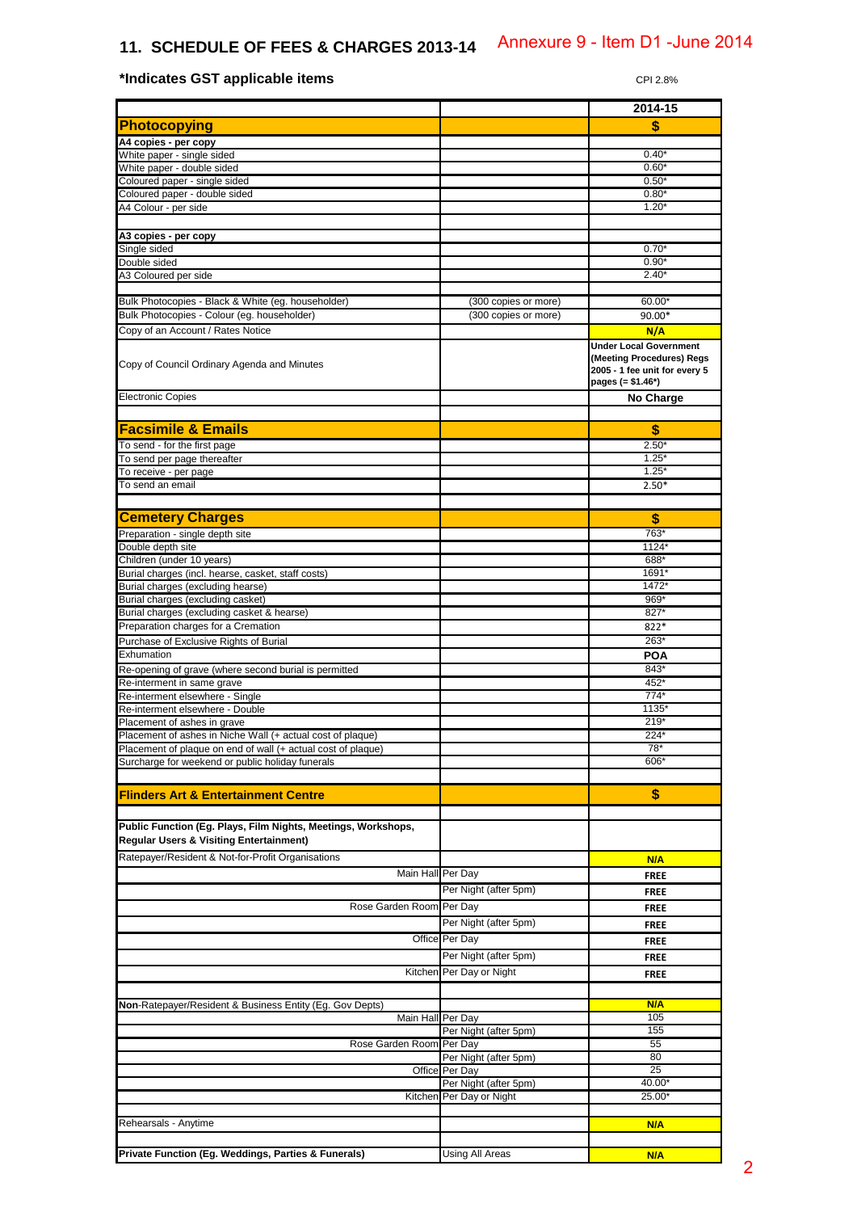## 11. SCHEDULE OF FEES & CHARGES 2013-14

Annexure 9 - Item D1 -June 2014

**\*Indicates GST applicable items**

CPI 2.8%

| | | 2014-15 |
|---|---|---|
| **Photocopying** | | **$** |
| **A4 copies - per copy** | | |
| White paper - single sided | | 0.40* |
| White paper - double sided | | 0.60* |
| Coloured paper - single sided | | 0.50* |
| Coloured paper - double sided | | 0.80* |
| A4 Colour - per side | | 1.20* |
| | | |
| **A3 copies - per copy** | | |
| Single sided | | 0.70* |
| Double sided | | 0.90* |
| A3 Coloured per side | | 2.40* |
| | | |
| Bulk Photocopies - Black & White (eg. householder) | (300 copies or more) | 60.00* |
| Bulk Photocopies - Colour (eg. householder) | (300 copies or more) | 90.00* |
| Copy of an Account / Rates Notice | | **N/A** |
| Copy of Council Ordinary Agenda and Minutes | | **Under Local Government (Meeting Procedures) Regs 2005 - 1 fee unit for every 5 pages (= $1.46*)** |
| Electronic Copies | | **No Charge** |
| | | |
| **Facsimile & Emails** | | **$** |
| To send - for the first page | | 2.50* |
| To send per page thereafter | | 1.25* |
| To receive - per page | | 1.25* |
| To send an email | | 2.50* |
| | | |
| **Cemetery Charges** | | **$** |
| Preparation - single depth site | | 763* |
| Double depth site | | 1124* |
| Children (under 10 years) | | 688* |
| Burial charges (incl. hearse, casket, staff costs) | | 1691* |
| Burial charges (excluding hearse) | | 1472* |
| Burial charges (excluding casket) | | 969* |
| Burial charges (excluding casket & hearse) | | 827* |
| Preparation charges for a Cremation | | 822* |
| Purchase of Exclusive Rights of Burial | | 263* |
| Exhumation | | **POA** |
| Re-opening of grave (where second burial is permitted | | 843* |
| Re-interment in same grave | | 452* |
| Re-interment elsewhere - Single | | 774* |
| Re-interment elsewhere - Double | | 1135* |
| Placement of ashes in grave | | 219* |
| Placement of ashes in Niche Wall (+ actual cost of plaque) | | 224* |
| Placement of plaque on end of wall (+ actual cost of plaque) | | 78* |
| Surcharge for weekend or public holiday funerals | | 606* |
| | | |
| **Flinders Art & Entertainment Centre** | | **$** |
| | | |
| **Public Function (Eg. Plays, Film Nights, Meetings, Workshops, Regular Users & Visiting Entertainment)** | | |
| Ratepayer/Resident & Not-for-Profit Organisations | | **N/A** |
| Main Hall | Per Day | **FREE** |
| | Per Night (after 5pm) | **FREE** |
| Rose Garden Room | Per Day | **FREE** |
| | Per Night (after 5pm) | **FREE** |
| Office | Per Day | **FREE** |
| | Per Night (after 5pm) | **FREE** |
| Kitchen | Per Day or Night | **FREE** |
| | | |
| **Non**-Ratepayer/Resident & Business Entity (Eg. Gov Depts) | | **N/A** |
| Main Hall | Per Day | 105 |
| | Per Night (after 5pm) | 155 |
| Rose Garden Room | Per Day | 55 |
| | Per Night (after 5pm) | 80 |
| Office | Per Day | 25 |
| | Per Night (after 5pm) | 40.00* |
| Kitchen | Per Day or Night | 25.00* |
| | | |
| Rehearsals - Anytime | | **N/A** |
| | | |
| **Private Function (Eg. Weddings, Parties & Funerals)** | Using All Areas | **N/A** |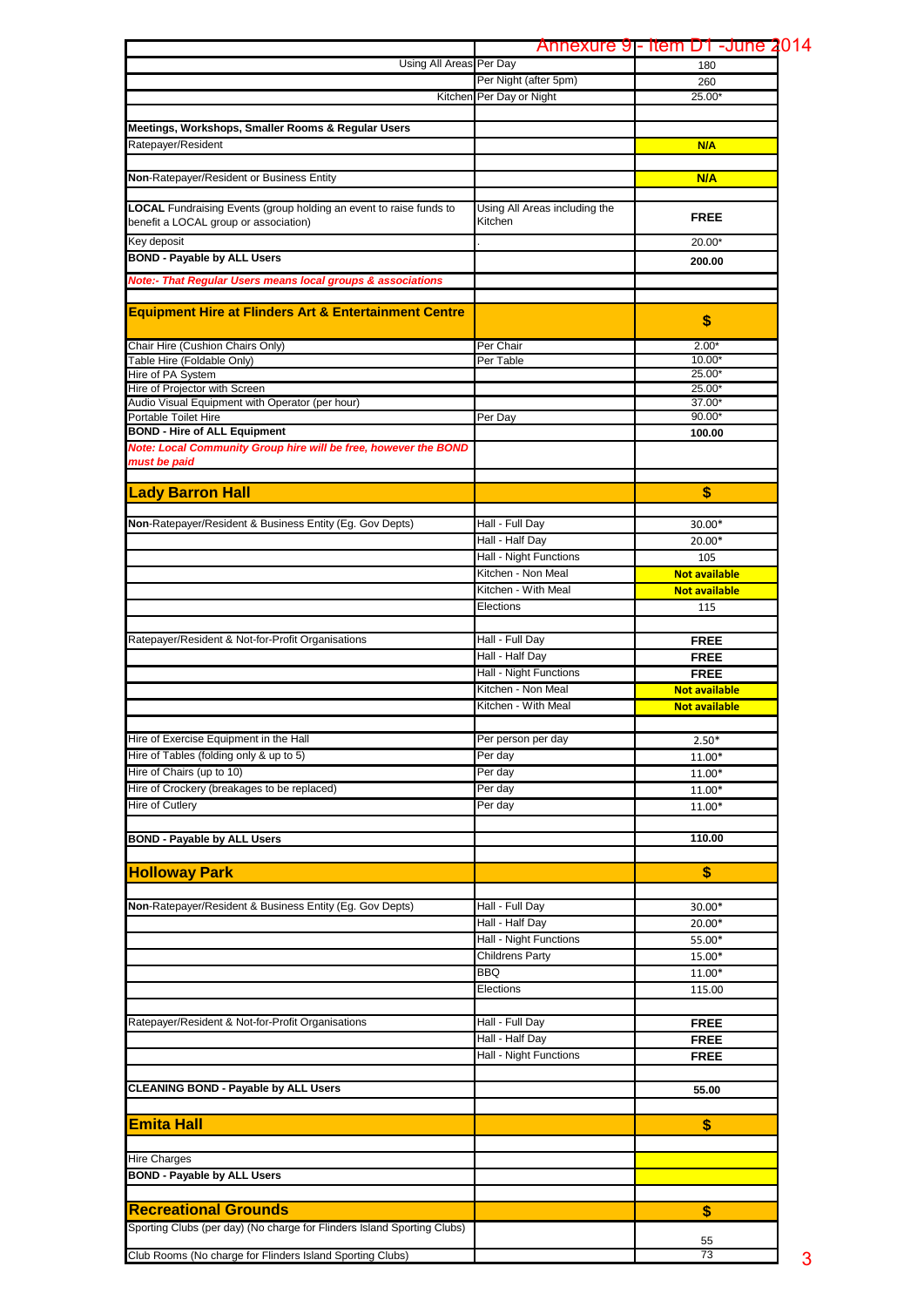Annexure 9 - Item D1 -June 2014

| | | |
|---|---|---|
| Using All Areas | Per Day | 180 |
| | Per Night (after 5pm) | 260 |
| Kitchen | Per Day or Night | 25.00* |
| | | |
| **Meetings, Workshops, Smaller Rooms & Regular Users** | | |
| Ratepayer/Resident | | **N/A** |
| | | |
| **Non**-Ratepayer/Resident or Business Entity | | **N/A** |
| | | |
| **LOCAL** Fundraising Events (group holding an event to raise funds to benefit a LOCAL group or association) | Using All Areas including the Kitchen | **FREE** |
| Key deposit | . | 20.00* |
| **BOND - Payable by ALL Users** | | **200.00** |
| ***Note:- That Regular Users means local groups & associations*** | | |
| | | |
| **Equipment Hire at Flinders Art & Entertainment Centre** | | **$** |
| Chair Hire (Cushion Chairs Only) | Per Chair | 2.00* |
| Table Hire (Foldable Only) | Per Table | 10.00* |
| Hire of PA System | | 25.00* |
| Hire of Projector with Screen | | 25.00* |
| Audio Visual Equipment with Operator (per hour) | | 37.00* |
| Portable Toilet Hire | Per Day | 90.00* |
| **BOND - Hire of ALL Equipment** | | **100.00** |
| ***Note: Local Community Group hire will be free, however the BOND must be paid*** | | |
| | | |
| **Lady Barron Hall** | | **$** |
| | | |
| **Non**-Ratepayer/Resident & Business Entity (Eg. Gov Depts) | Hall - Full Day | 30.00* |
| | Hall - Half Day | 20.00* |
| | Hall - Night Functions | 105 |
| | Kitchen - Non Meal | **Not available** |
| | Kitchen - With Meal | **Not available** |
| | Elections | 115 |
| | | |
| Ratepayer/Resident & Not-for-Profit Organisations | Hall - Full Day | **FREE** |
| | Hall - Half Day | **FREE** |
| | Hall - Night Functions | **FREE** |
| | Kitchen - Non Meal | **Not available** |
| | Kitchen - With Meal | **Not available** |
| | | |
| Hire of Exercise Equipment in the Hall | Per person per day | 2.50* |
| Hire of Tables (folding only & up to 5) | Per day | 11.00* |
| Hire of Chairs (up to 10) | Per day | 11.00* |
| Hire of Crockery (breakages to be replaced) | Per day | 11.00* |
| Hire of Cutlery | Per day | 11.00* |
| | | |
| **BOND - Payable by ALL Users** | | **110.00** |
| | | |
| **Holloway Park** | | **$** |
| | | |
| **Non**-Ratepayer/Resident & Business Entity (Eg. Gov Depts) | Hall - Full Day | 30.00* |
| | Hall - Half Day | 20.00* |
| | Hall - Night Functions | 55.00* |
| | Childrens Party | 15.00* |
| | BBQ | 11.00* |
| | Elections | 115.00 |
| | | |
| Ratepayer/Resident & Not-for-Profit Organisations | Hall - Full Day | **FREE** |
| | Hall - Half Day | **FREE** |
| | Hall - Night Functions | **FREE** |
| | | |
| **CLEANING BOND - Payable by ALL Users** | | **55.00** |
| | | |
| **Emita Hall** | | **$** |
| | | |
| Hire Charges | | |
| **BOND - Payable by ALL Users** | | |
| | | |
| **Recreational Grounds** | | **$** |
| Sporting Clubs (per day) (No charge for Flinders Island Sporting Clubs) | | 55 |
| Club Rooms (No charge for Flinders Island Sporting Clubs) | | 73 |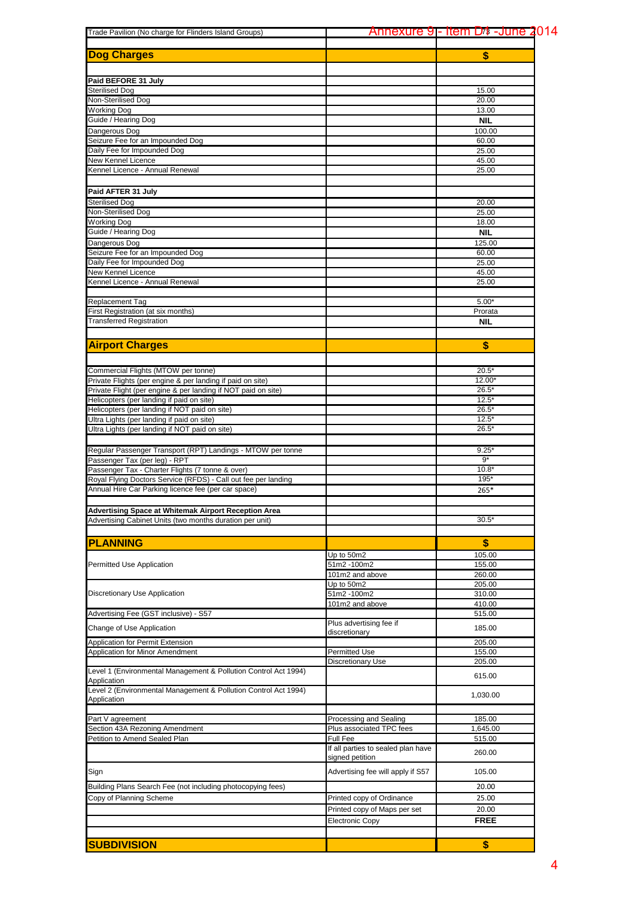Annexure 9 - Item D4 - June 2014

| Trade Pavilion (No charge for Flinders Island Groups) | | |
|---|---|---|
| | | |
| **Dog Charges** | | **$** |
| | | |
| **Paid BEFORE 31 July** | | |
| Sterilised Dog | | 15.00 |
| Non-Sterilised Dog | | 20.00 |
| Working Dog | | 13.00 |
| Guide / Hearing Dog | | **NIL** |
| Dangerous Dog | | 100.00 |
| Seizure Fee for an Impounded Dog | | 60.00 |
| Daily Fee for Impounded Dog | | 25.00 |
| New Kennel Licence | | 45.00 |
| Kennel Licence - Annual Renewal | | 25.00 |
| | | |
| **Paid AFTER 31 July** | | |
| Sterilised Dog | | 20.00 |
| Non-Sterilised Dog | | 25.00 |
| Working Dog | | 18.00 |
| Guide / Hearing Dog | | **NIL** |
| Dangerous Dog | | 125.00 |
| Seizure Fee for an Impounded Dog | | 60.00 |
| Daily Fee for Impounded Dog | | 25.00 |
| New Kennel Licence | | 45.00 |
| Kennel Licence - Annual Renewal | | 25.00 |
| | | |
| Replacement Tag | | 5.00* |
| First Registration (at six months) | | Prorata |
| Transferred Registration | | **NIL** |
| | | |
| **Airport Charges** | | **$** |
| | | |
| Commercial Flights (MTOW per tonne) | | 20.5* |
| Private Flights (per engine & per landing if paid on site) | | 12.00* |
| Private Flight (per engine & per landing if NOT paid on site) | | 26.5* |
| Helicopters (per landing if paid on site) | | 12.5* |
| Helicopters (per landing if NOT paid on site) | | 26.5* |
| Ultra Lights (per landing if paid on site) | | 12.5* |
| Ultra Lights (per landing if NOT paid on site) | | 26.5* |
| | | |
| Regular Passenger Transport (RPT) Landings - MTOW per tonne | | 9.25* |
| Passenger Tax (per leg) - RPT | | 9* |
| Passenger Tax - Charter Flights (7 tonne & over) | | 10.8* |
| Royal Flying Doctors Service (RFDS) - Call out fee per landing | | 195* |
| Annual Hire Car Parking licence fee (per car space) | | 265* |
| | | |
| **Advertising Space at Whitemak Airport Reception Area** | | |
| Advertising Cabinet Units (two months duration per unit) | | 30.5* |
| | | |
| **PLANNING** | | **$** |
| Permitted Use Application | Up to 50m2 | 105.00 |
| | 51m2 -100m2 | 155.00 |
| | 101m2 and above | 260.00 |
| Discretionary Use Application | Up to 50m2 | 205.00 |
| | 51m2 -100m2 | 310.00 |
| | 101m2 and above | 410.00 |
| Advertising Fee (GST inclusive) - S57 | | 515.00 |
| Change of Use Application | Plus advertising fee if discretionary | 185.00 |
| Application for Permit Extension | | 205.00 |
| Application for Minor Amendment | Permitted Use | 155.00 |
| | Discretionary Use | 205.00 |
| Level 1 (Environmental Management & Pollution Control Act 1994) Application | | 615.00 |
| Level 2 (Environmental Management & Pollution Control Act 1994) Application | | 1,030.00 |
| | | |
| Part V agreement | Processing and Sealing | 185.00 |
| Section 43A Rezoning Amendment | Plus associated TPC fees | 1,645.00 |
| Petition to Amend Sealed Plan | Full Fee | 515.00 |
| | If all parties to sealed plan have signed petition | 260.00 |
| Sign | Advertising fee will apply if S57 | 105.00 |
| Building Plans Search Fee (not including photocopying fees) | | 20.00 |
| Copy of Planning Scheme | Printed copy of Ordinance | 25.00 |
| | Printed copy of Maps per set | 20.00 |
| | Electronic Copy | **FREE** |
| | | |
| **SUBDIVISION** | | **$** |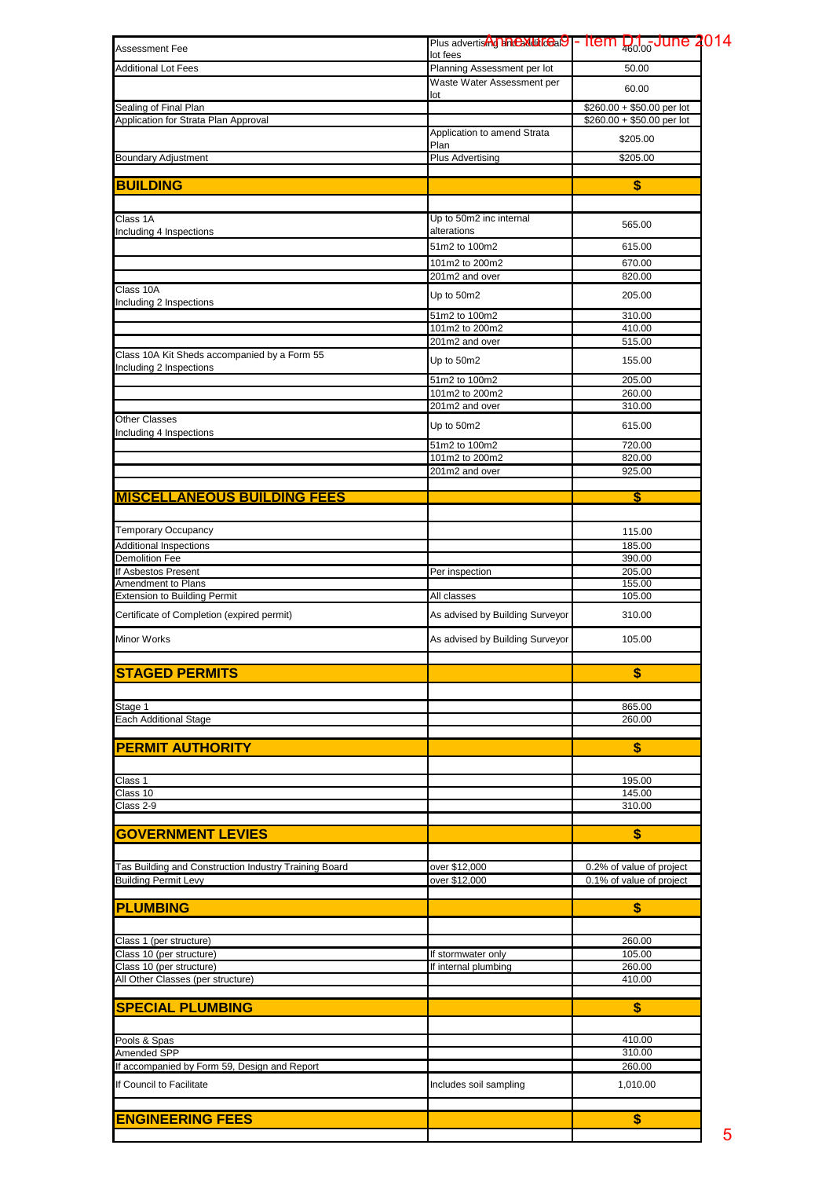| Assessment Fee | Plus advertising and additional lot fees | 460.00 |
|---|---|---|
| Additional Lot Fees | Planning Assessment per lot | 50.00 |
| | Waste Water Assessment per lot | 60.00 |
| Sealing of Final Plan | | $260.00 + $50.00 per lot |
| Application for Strata Plan Approval | | $260.00 + $50.00 per lot |
| | Application to amend Strata Plan | $205.00 |
| Boundary Adjustment | Plus Advertising | $205.00 |
| | | |
| **BUILDING** | | **$** |
| | | |
| Class 1A Including 4 Inspections | Up to 50m2 inc internal alterations | 565.00 |
| | 51m2 to 100m2 | 615.00 |
| | 101m2 to 200m2 | 670.00 |
| | 201m2 and over | 820.00 |
| Class 10A Including 2 Inspections | Up to 50m2 | 205.00 |
| | 51m2 to 100m2 | 310.00 |
| | 101m2 to 200m2 | 410.00 |
| | 201m2 and over | 515.00 |
| Class 10A Kit Sheds accompanied by a Form 55 Including 2 Inspections | Up to 50m2 | 155.00 |
| | 51m2 to 100m2 | 205.00 |
| | 101m2 to 200m2 | 260.00 |
| | 201m2 and over | 310.00 |
| Other Classes Including 4 Inspections | Up to 50m2 | 615.00 |
| | 51m2 to 100m2 | 720.00 |
| | 101m2 to 200m2 | 820.00 |
| | 201m2 and over | 925.00 |
| | | |
| **MISCELLANEOUS BUILDING FEES** | | **$** |
| | | |
| Temporary Occupancy | | 115.00 |
| Additional Inspections | | 185.00 |
| Demolition Fee | | 390.00 |
| If Asbestos Present | Per inspection | 205.00 |
| Amendment to Plans | | 155.00 |
| Extension to Building Permit | All classes | 105.00 |
| Certificate of Completion (expired permit) | As advised by Building Surveyor | 310.00 |
| Minor Works | As advised by Building Surveyor | 105.00 |
| | | |
| **STAGED PERMITS** | | **$** |
| | | |
| Stage 1 | | 865.00 |
| Each Additional Stage | | 260.00 |
| | | |
| **PERMIT AUTHORITY** | | **$** |
| | | |
| Class 1 | | 195.00 |
| Class 10 | | 145.00 |
| Class 2-9 | | 310.00 |
| | | |
| **GOVERNMENT LEVIES** | | **$** |
| | | |
| Tas Building and Construction Industry Training Board | over $12,000 | 0.2% of value of project |
| Building Permit Levy | over $12,000 | 0.1% of value of project |
| | | |
| **PLUMBING** | | **$** |
| | | |
| Class 1 (per structure) | | 260.00 |
| Class 10 (per structure) | If stormwater only | 105.00 |
| Class 10 (per structure) | If internal plumbing | 260.00 |
| All Other Classes (per structure) | | 410.00 |
| | | |
| **SPECIAL PLUMBING** | | **$** |
| | | |
| Pools & Spas | | 410.00 |
| Amended SPP | | 310.00 |
| If accompanied by Form 59, Design and Report | | 260.00 |
| If Council to Facilitate | Includes soil sampling | 1,010.00 |
| | | |
| **ENGINEERING FEES** | | **$** |
| | | |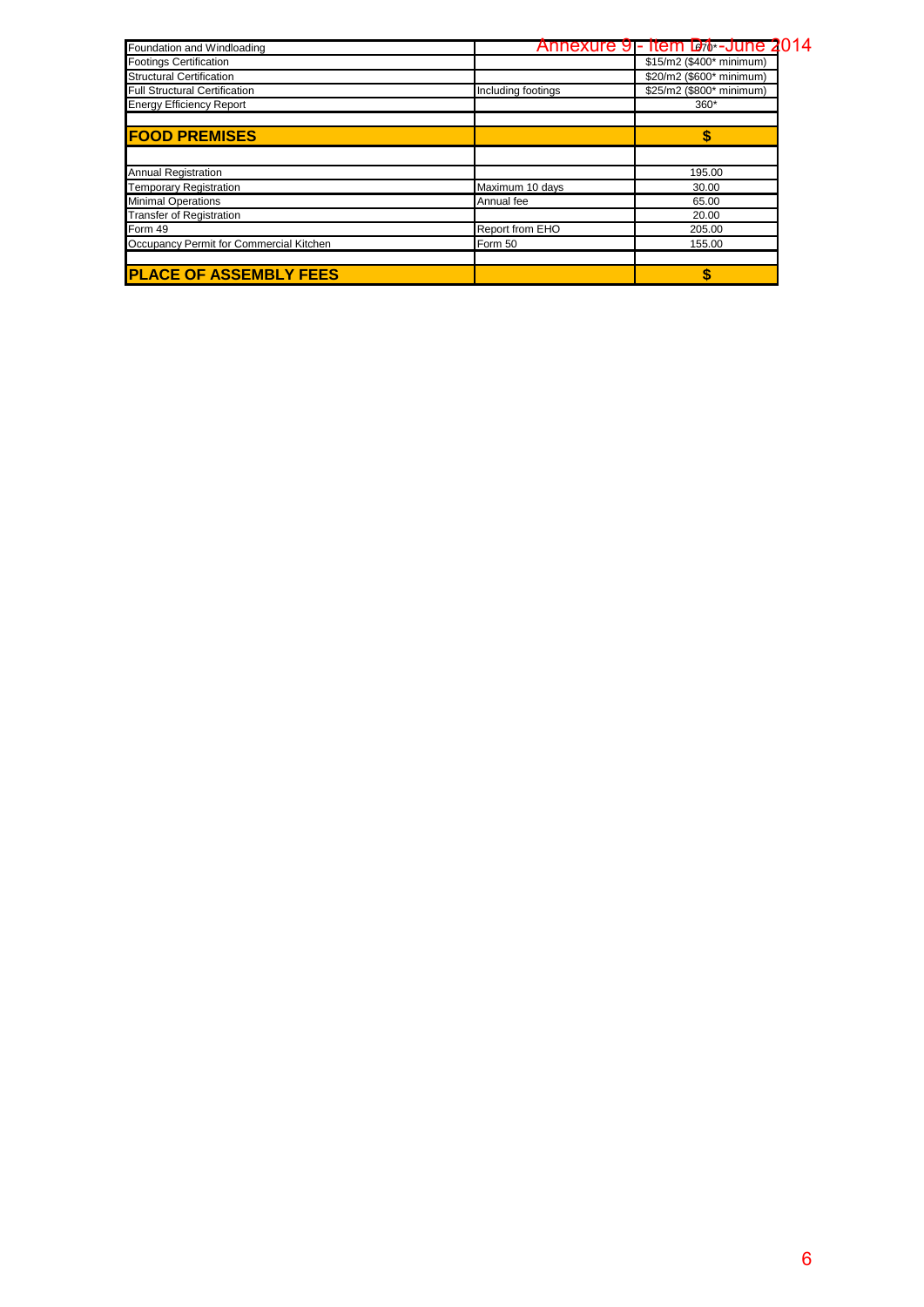| | | |
|---|---|---|
| Foundation and Windloading | | 670* |
| Footings Certification | | $15/m2 ($400* minimum) |
| Structural Certification | | $20/m2 ($600* minimum) |
| Full Structural Certification | Including footings | $25/m2 ($800* minimum) |
| Energy Efficiency Report | | 360* |
| | | |
| **FOOD PREMISES** | | **$** |
| | | |
| Annual Registration | | 195.00 |
| Temporary Registration | Maximum 10 days | 30.00 |
| Minimal Operations | Annual fee | 65.00 |
| Transfer of Registration | | 20.00 |
| Form 49 | Report from EHO | 205.00 |
| Occupancy Permit for Commercial Kitchen | Form 50 | 155.00 |
| | | |
| **PLACE OF ASSEMBLY FEES** | | **$** |